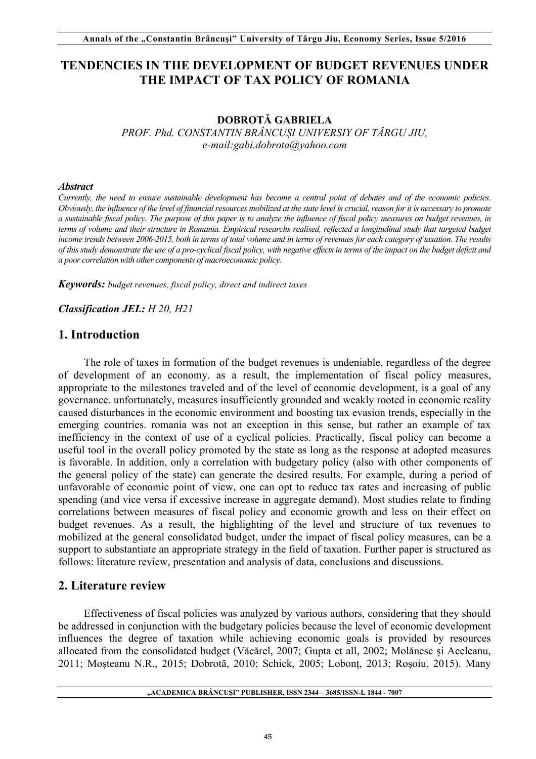# TENDENCIES IN THE DEVELOPMENT OF BUDGET REVENUES UNDER THE IMPACT OF TAX POLICY OF ROMANIA

**DOBROTĂ GABRIELA**

*PROF. Phd. CONSTANTIN BRÂNCUŞI UNIVERSIY OF TÂRGU JIU,*
*e-mail:gabi.dobrota@yahoo.com*

***Abstract***

*Currently, the need to ensure sustainable development has become a central point of debates and of the economic policies. Obviously, the influence of the level of financial resources mobilized at the state level is crucial, reason for it is necessary to promote a sustainable fiscal policy. The purpose of this paper is to analyze the influence of fiscal policy measures on budget revenues, in terms of volume and their structure in Romania. Empirical researchs realised, reflected a longitudinal study that targeted budget income trends between 2006-2015, both in terms of total volume and in terms of revenues for each category of taxation. The results of this study demonstrate the use of a pro-cyclical fiscal policy, with negative effects in terms of the impact on the budget deficit and a poor correlation with other components of macroeconomic policy.*

***Keywords:*** *budget revenues, fiscal policy, direct and indirect taxes*

***Classification JEL:*** *H 20, H21*

## 1. Introduction

The role of taxes in formation of the budget revenues is undeniable, regardless of the degree of development of an economy. as a result, the implementation of fiscal policy measures, appropriate to the milestones traveled and of the level of economic development, is a goal of any governance. unfortunately, measures insufficiently grounded and weakly rooted in economic reality caused disturbances in the economic environment and boosting tax evasion trends, especially in the emerging countries. romania was not an exception in this sense, but rather an example of tax inefficiency in the context of use of a cyclical policies. Practically, fiscal policy can become a useful tool in the overall policy promoted by the state as long as the response at adopted measures is favorable. In addition, only a correlation with budgetary policy (also with other components of the general policy of the state) can generate the desired results. For example, during a period of unfavorable of economic point of view, one can opt to reduce tax rates and increasing of public spending (and vice versa if excessive increase in aggregate demand). Most studies relate to finding correlations between measures of fiscal policy and economic growth and less on their effect on budget revenues. As a result, the highlighting of the level and structure of tax revenues to mobilized at the general consolidated budget, under the impact of fiscal policy measures, can be a support to substantiate an appropriate strategy in the field of taxation. Further paper is structured as follows: literature review, presentation and analysis of data, conclusions and discussions.

## 2. Literature review

Effectiveness of fiscal policies was analyzed by various authors, considering that they should be addressed in conjunction with the budgetary policies because the level of economic development influences the degree of taxation while achieving economic goals is provided by resources allocated from the consolidated budget (Văcărel, 2007; Gupta et all, 2002; Molănesc şi Aceleanu, 2011; Moşteanu N.R., 2015; Dobrotă, 2010; Schick, 2005; Lobonţ, 2013; Roşoiu, 2015). Many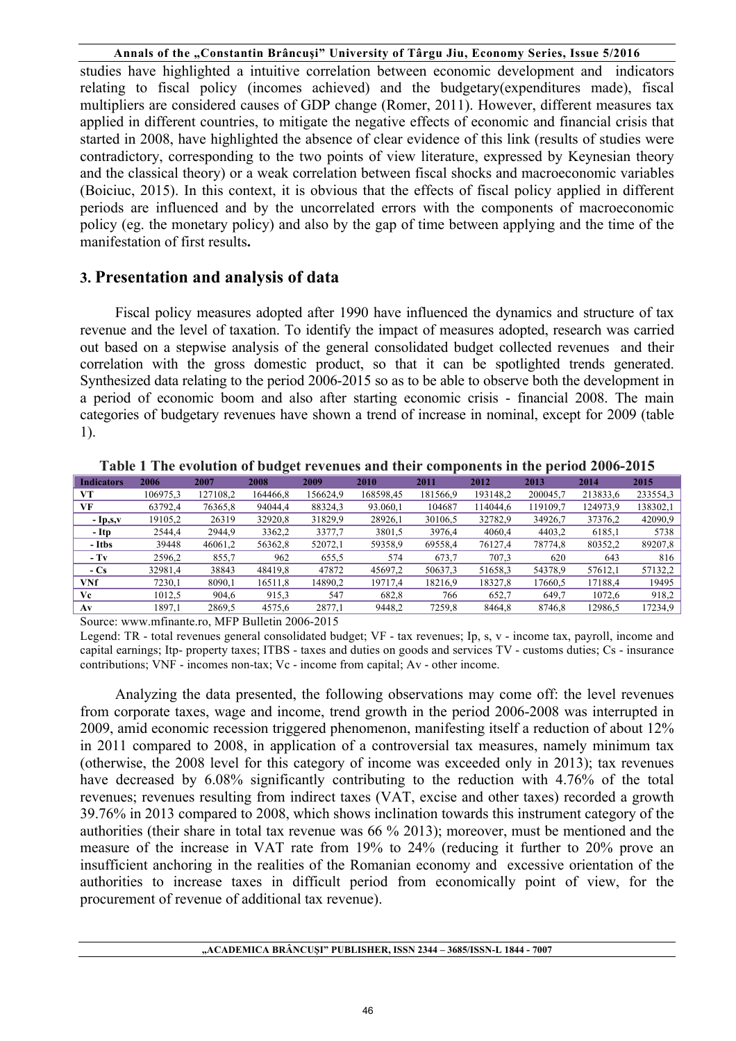studies have highlighted a intuitive correlation between economic development and indicators relating to fiscal policy (incomes achieved) and the budgetary(expenditures made), fiscal multipliers are considered causes of GDP change (Romer, 2011). However, different measures tax applied in different countries, to mitigate the negative effects of economic and financial crisis that started in 2008, have highlighted the absence of clear evidence of this link (results of studies were contradictory, corresponding to the two points of view literature, expressed by Keynesian theory and the classical theory) or a weak correlation between fiscal shocks and macroeconomic variables (Boiciuc, 2015). In this context, it is obvious that the effects of fiscal policy applied in different periods are influenced and by the uncorrelated errors with the components of macroeconomic policy (eg. the monetary policy) and also by the gap of time between applying and the time of the manifestation of first results**.**

## 3. Presentation and analysis of data

Fiscal policy measures adopted after 1990 have influenced the dynamics and structure of tax revenue and the level of taxation. To identify the impact of measures adopted, research was carried out based on a stepwise analysis of the general consolidated budget collected revenues and their correlation with the gross domestic product, so that it can be spotlighted trends generated. Synthesized data relating to the period 2006-2015 so as to be able to observe both the development in a period of economic boom and also after starting economic crisis - financial 2008. The main categories of budgetary revenues have shown a trend of increase in nominal, except for 2009 (table 1).

**Table 1 The evolution of budget revenues and their components in the period 2006-2015**

| Indicators | 2006 | 2007 | 2008 | 2009 | 2010 | 2011 | 2012 | 2013 | 2014 | 2015 |
|---|---|---|---|---|---|---|---|---|---|---|
| VT | 106975,3 | 127108,2 | 164466,8 | 156624,9 | 168598,45 | 181566,9 | 193148,2 | 200045,7 | 213833,6 | 233554,3 |
| VF | 63792,4 | 76365,8 | 94044,4 | 88324,3 | 93.060,1 | 104687 | 114044,6 | 119109,7 | 124973,9 | 138302,1 |
| - Ip,s,v | 19105,2 | 26319 | 32920,8 | 31829,9 | 28926,1 | 30106,5 | 32782,9 | 34926,7 | 37376,2 | 42090,9 |
| - Itp | 2544,4 | 2944,9 | 3362,2 | 3377,7 | 3801,5 | 3976,4 | 4060,4 | 4403,2 | 6185,1 | 5738 |
| - Itbs | 39448 | 46061,2 | 56362,8 | 52072,1 | 59358,9 | 69558,4 | 76127,4 | 78774,8 | 80352,2 | 89207,8 |
| - Tv | 2596,2 | 855,7 | 962 | 655,5 | 574 | 673,7 | 707,3 | 620 | 643 | 816 |
| - Cs | 32981,4 | 38843 | 48419,8 | 47872 | 45697,2 | 50637,3 | 51658,3 | 54378,9 | 57612,1 | 57132,2 |
| VNf | 7230,1 | 8090,1 | 16511,8 | 14890,2 | 19717,4 | 18216,9 | 18327,8 | 17660,5 | 17188,4 | 19495 |
| Vc | 1012,5 | 904,6 | 915,3 | 547 | 682,8 | 766 | 652,7 | 649,7 | 1072,6 | 918,2 |
| Av | 1897,1 | 2869,5 | 4575,6 | 2877,1 | 9448,2 | 7259,8 | 8464,8 | 8746,8 | 12986,5 | 17234,9 |

Source: www.mfinante.ro, MFP Bulletin 2006-2015

Legend: TR - total revenues general consolidated budget; VF - tax revenues; Ip, s, v - income tax, payroll, income and capital earnings; Itp- property taxes; ITBS - taxes and duties on goods and services TV - customs duties; Cs - insurance contributions; VNF - incomes non-tax; Vc - income from capital; Av - other income.

Analyzing the data presented, the following observations may come off: the level revenues from corporate taxes, wage and income, trend growth in the period 2006-2008 was interrupted in 2009, amid economic recession triggered phenomenon, manifesting itself a reduction of about 12% in 2011 compared to 2008, in application of a controversial tax measures, namely minimum tax (otherwise, the 2008 level for this category of income was exceeded only in 2013); tax revenues have decreased by 6.08% significantly contributing to the reduction with 4.76% of the total revenues; revenues resulting from indirect taxes (VAT, excise and other taxes) recorded a growth 39.76% in 2013 compared to 2008, which shows inclination towards this instrument category of the authorities (their share in total tax revenue was 66 % 2013); moreover, must be mentioned and the measure of the increase in VAT rate from 19% to 24% (reducing it further to 20% prove an insufficient anchoring in the realities of the Romanian economy and excessive orientation of the authorities to increase taxes in difficult period from economically point of view, for the procurement of revenue of additional tax revenue).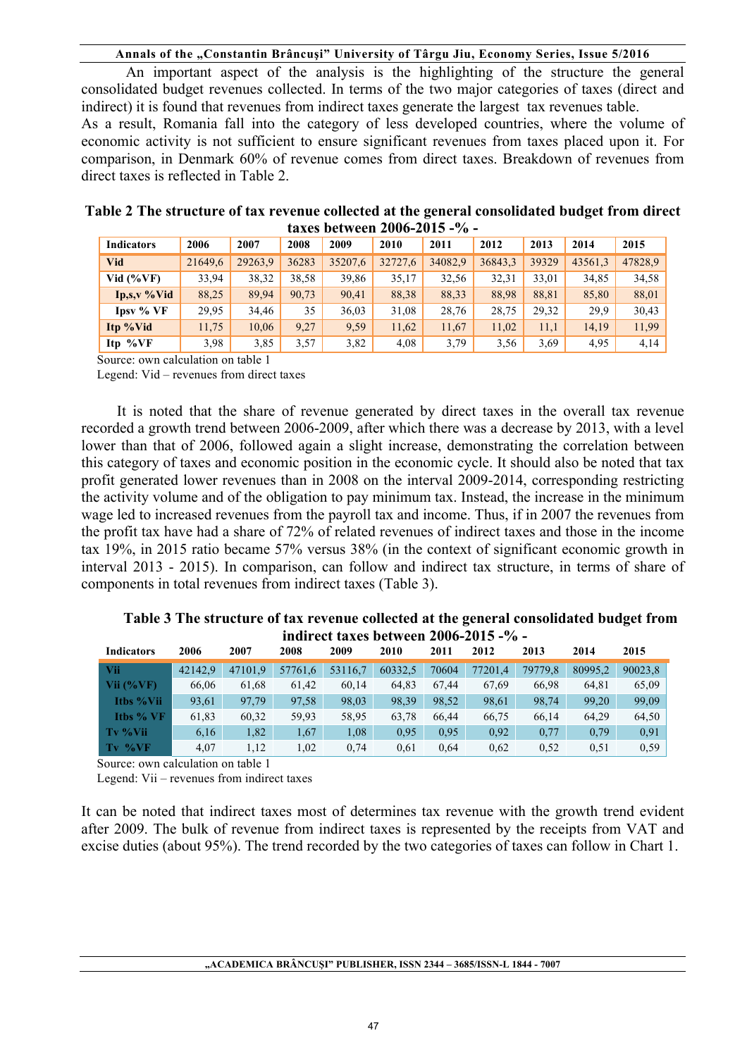An important aspect of the analysis is the highlighting of the structure the general consolidated budget revenues collected. In terms of the two major categories of taxes (direct and indirect) it is found that revenues from indirect taxes generate the largest tax revenues table.
As a result, Romania fall into the category of less developed countries, where the volume of economic activity is not sufficient to ensure significant revenues from taxes placed upon it. For comparison, in Denmark 60% of revenue comes from direct taxes. Breakdown of revenues from direct taxes is reflected in Table 2.

**Table 2 The structure of tax revenue collected at the general consolidated budget from direct taxes between 2006-2015 -% -**

| Indicators | 2006 | 2007 | 2008 | 2009 | 2010 | 2011 | 2012 | 2013 | 2014 | 2015 |
|---|---|---|---|---|---|---|---|---|---|---|
| Vid | 21649,6 | 29263,9 | 36283 | 35207,6 | 32727,6 | 34082,9 | 36843,3 | 39329 | 43561,3 | 47828,9 |
| Vid (%VF) | 33,94 | 38,32 | 38,58 | 39,86 | 35,17 | 32,56 | 32,31 | 33,01 | 34,85 | 34,58 |
| Ip,s,v %Vid | 88,25 | 89,94 | 90,73 | 90,41 | 88,38 | 88,33 | 88,98 | 88,81 | 85,80 | 88,01 |
| Ipsv % VF | 29,95 | 34,46 | 35 | 36,03 | 31,08 | 28,76 | 28,75 | 29,32 | 29,9 | 30,43 |
| Itp %Vid | 11,75 | 10,06 | 9,27 | 9,59 | 11,62 | 11,67 | 11,02 | 11,1 | 14,19 | 11,99 |
| Itp %VF | 3,98 | 3,85 | 3,57 | 3,82 | 4,08 | 3,79 | 3,56 | 3,69 | 4,95 | 4,14 |

Source: own calculation on table 1
Legend: Vid – revenues from direct taxes

It is noted that the share of revenue generated by direct taxes in the overall tax revenue recorded a growth trend between 2006-2009, after which there was a decrease by 2013, with a level lower than that of 2006, followed again a slight increase, demonstrating the correlation between this category of taxes and economic position in the economic cycle. It should also be noted that tax profit generated lower revenues than in 2008 on the interval 2009-2014, corresponding restricting the activity volume and of the obligation to pay minimum tax. Instead, the increase in the minimum wage led to increased revenues from the payroll tax and income. Thus, if in 2007 the revenues from the profit tax have had a share of 72% of related revenues of indirect taxes and those in the income tax 19%, in 2015 ratio became 57% versus 38% (in the context of significant economic growth in interval 2013 - 2015). In comparison, can follow and indirect tax structure, in terms of share of components in total revenues from indirect taxes (Table 3).

**Table 3 The structure of tax revenue collected at the general consolidated budget from indirect taxes between 2006-2015 -% -**

| Indicators | 2006 | 2007 | 2008 | 2009 | 2010 | 2011 | 2012 | 2013 | 2014 | 2015 |
|---|---|---|---|---|---|---|---|---|---|---|
| Vii | 42142,9 | 47101,9 | 57761,6 | 53116,7 | 60332,5 | 70604 | 77201,4 | 79779,8 | 80995,2 | 90023,8 |
| Vii (%VF) | 66,06 | 61,68 | 61,42 | 60,14 | 64,83 | 67,44 | 67,69 | 66,98 | 64,81 | 65,09 |
| Itbs %Vii | 93,61 | 97,79 | 97,58 | 98,03 | 98,39 | 98,52 | 98,61 | 98,74 | 99,20 | 99,09 |
| Itbs % VF | 61,83 | 60,32 | 59,93 | 58,95 | 63,78 | 66,44 | 66,75 | 66,14 | 64,29 | 64,50 |
| Tv %Vii | 6,16 | 1,82 | 1,67 | 1,08 | 0,95 | 0,95 | 0,92 | 0,77 | 0,79 | 0,91 |
| Tv %VF | 4,07 | 1,12 | 1,02 | 0,74 | 0,61 | 0,64 | 0,62 | 0,52 | 0,51 | 0,59 |

Source: own calculation on table 1
Legend: Vii – revenues from indirect taxes

It can be noted that indirect taxes most of determines tax revenue with the growth trend evident after 2009. The bulk of revenue from indirect taxes is represented by the receipts from VAT and excise duties (about 95%). The trend recorded by the two categories of taxes can follow in Chart 1.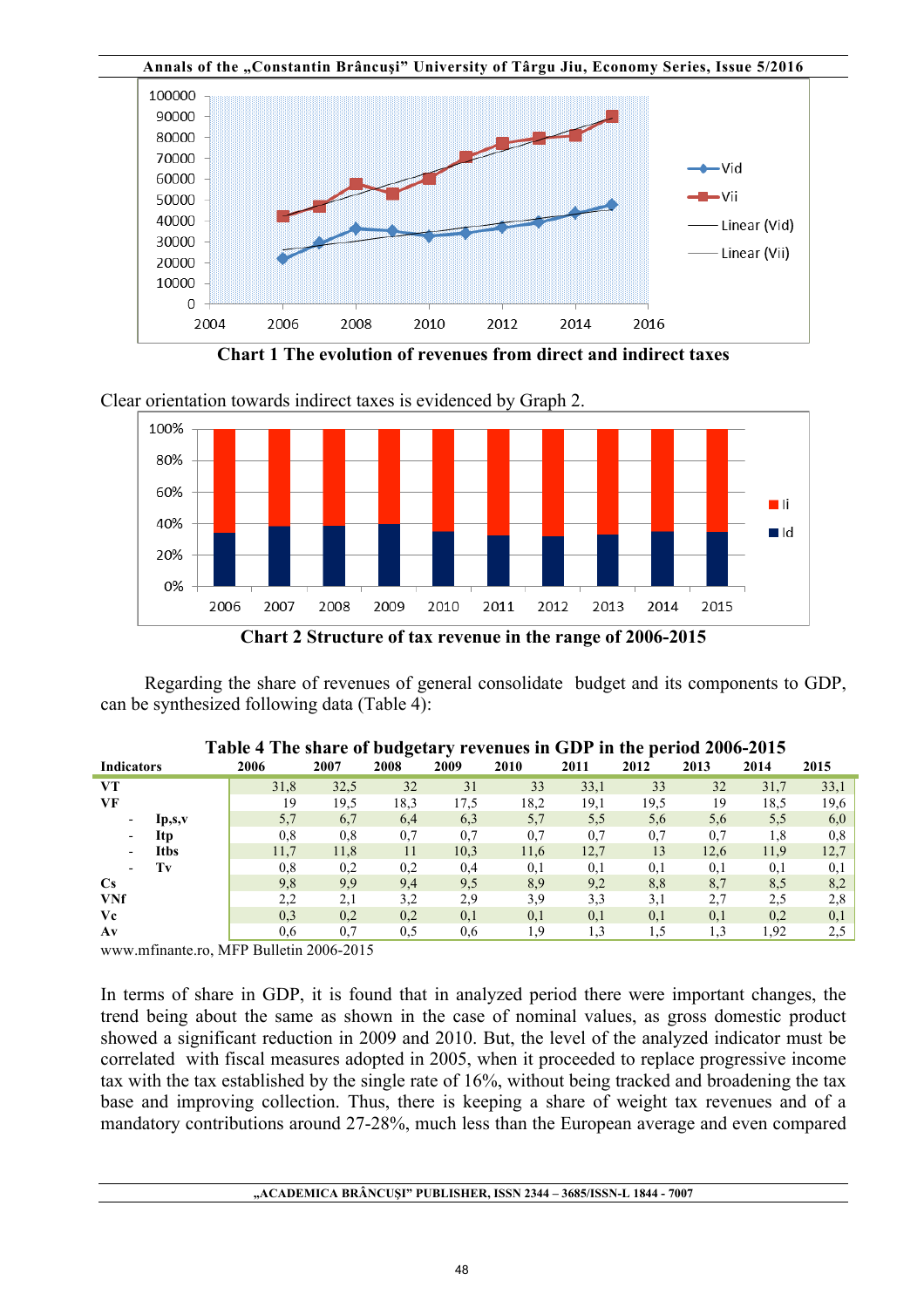**Chart 1 The evolution of revenues from direct and indirect taxes**

Clear orientation towards indirect taxes is evidenced by Graph 2.

**Chart 2 Structure of tax revenue in the range of 2006-2015**

Regarding the share of revenues of general consolidate budget and its components to GDP, can be synthesized following data (Table 4):

**Table 4 The share of budgetary revenues in GDP in the period 2006-2015**

| Indicators | 2006 | 2007 | 2008 | 2009 | 2010 | 2011 | 2012 | 2013 | 2014 | 2015 |
|---|---|---|---|---|---|---|---|---|---|---|
| **VT** | 31,8 | 32,5 | 32 | 31 | 33 | 33,1 | 33 | 32 | 31,7 | 33,1 |
| **VF** | 19 | 19,5 | 18,3 | 17,5 | 18,2 | 19,1 | 19,5 | 19 | 18,5 | 19,6 |
| - **Ip,s,v** | 5,7 | 6,7 | 6,4 | 6,3 | 5,7 | 5,5 | 5,6 | 5,6 | 5,5 | 6,0 |
| - **Itp** | 0,8 | 0,8 | 0,7 | 0,7 | 0,7 | 0,7 | 0,7 | 0,7 | 1,8 | 0,8 |
| - **Itbs** | 11,7 | 11,8 | 11 | 10,3 | 11,6 | 12,7 | 13 | 12,6 | 11,9 | 12,7 |
| - **Tv** | 0,8 | 0,2 | 0,2 | 0,4 | 0,1 | 0,1 | 0,1 | 0,1 | 0,1 | 0,1 |
| **Cs** | 9,8 | 9,9 | 9,4 | 9,5 | 8,9 | 9,2 | 8,8 | 8,7 | 8,5 | 8,2 |
| **VNf** | 2,2 | 2,1 | 3,2 | 2,9 | 3,9 | 3,3 | 3,1 | 2,7 | 2,5 | 2,8 |
| **Vc** | 0,3 | 0,2 | 0,2 | 0,1 | 0,1 | 0,1 | 0,1 | 0,1 | 0,2 | 0,1 |
| **Av** | 0,6 | 0,7 | 0,5 | 0,6 | 1,9 | 1,3 | 1,5 | 1,3 | 1,92 | 2,5 |

www.mfinante.ro, MFP Bulletin 2006-2015

In terms of share in GDP, it is found that in analyzed period there were important changes, the trend being about the same as shown in the case of nominal values, as gross domestic product showed a significant reduction in 2009 and 2010. But, the level of the analyzed indicator must be correlated with fiscal measures adopted in 2005, when it proceeded to replace progressive income tax with the tax established by the single rate of 16%, without being tracked and broadening the tax base and improving collection. Thus, there is keeping a share of weight tax revenues and of a mandatory contributions around 27-28%, much less than the European average and even compared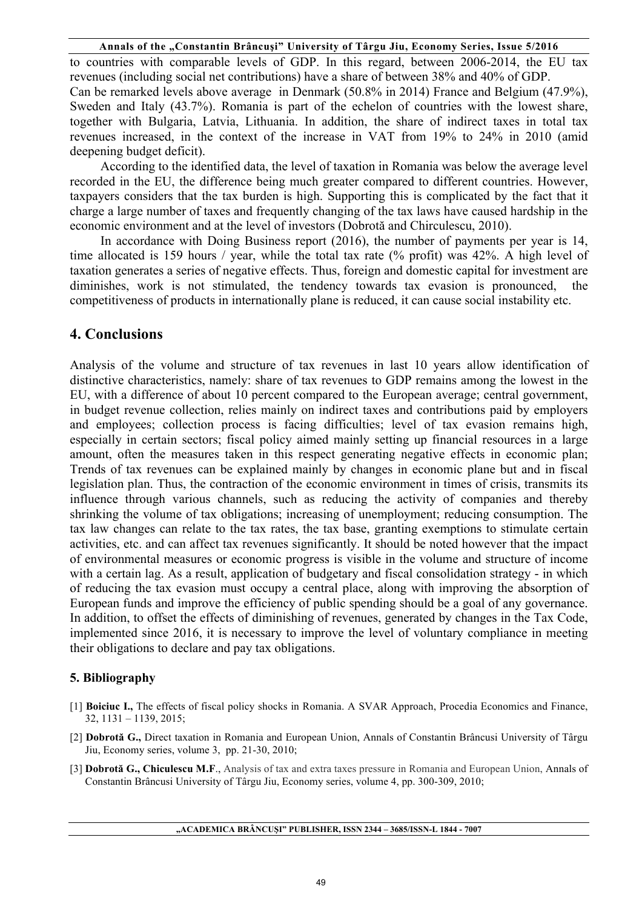to countries with comparable levels of GDP. In this regard, between 2006-2014, the EU tax revenues (including social net contributions) have a share of between 38% and 40% of GDP.
Can be remarked levels above average in Denmark (50.8% in 2014) France and Belgium (47.9%), Sweden and Italy (43.7%). Romania is part of the echelon of countries with the lowest share, together with Bulgaria, Latvia, Lithuania. In addition, the share of indirect taxes in total tax revenues increased, in the context of the increase in VAT from 19% to 24% in 2010 (amid deepening budget deficit).

According to the identified data, the level of taxation in Romania was below the average level recorded in the EU, the difference being much greater compared to different countries. However, taxpayers considers that the tax burden is high. Supporting this is complicated by the fact that it charge a large number of taxes and frequently changing of the tax laws have caused hardship in the economic environment and at the level of investors (Dobrotă and Chirculescu, 2010).

In accordance with Doing Business report (2016), the number of payments per year is 14, time allocated is 159 hours / year, while the total tax rate (% profit) was 42%. A high level of taxation generates a series of negative effects. Thus, foreign and domestic capital for investment are diminishes, work is not stimulated, the tendency towards tax evasion is pronounced, the competitiveness of products in internationally plane is reduced, it can cause social instability etc.

## 4. Conclusions

Analysis of the volume and structure of tax revenues in last 10 years allow identification of distinctive characteristics, namely: share of tax revenues to GDP remains among the lowest in the EU, with a difference of about 10 percent compared to the European average; central government, in budget revenue collection, relies mainly on indirect taxes and contributions paid by employers and employees; collection process is facing difficulties; level of tax evasion remains high, especially in certain sectors; fiscal policy aimed mainly setting up financial resources in a large amount, often the measures taken in this respect generating negative effects in economic plan; Trends of tax revenues can be explained mainly by changes in economic plane but and in fiscal legislation plan. Thus, the contraction of the economic environment in times of crisis, transmits its influence through various channels, such as reducing the activity of companies and thereby shrinking the volume of tax obligations; increasing of unemployment; reducing consumption. The tax law changes can relate to the tax rates, the tax base, granting exemptions to stimulate certain activities, etc. and can affect tax revenues significantly. It should be noted however that the impact of environmental measures or economic progress is visible in the volume and structure of income with a certain lag. As a result, application of budgetary and fiscal consolidation strategy - in which of reducing the tax evasion must occupy a central place, along with improving the absorption of European funds and improve the efficiency of public spending should be a goal of any governance. In addition, to offset the effects of diminishing of revenues, generated by changes in the Tax Code, implemented since 2016, it is necessary to improve the level of voluntary compliance in meeting their obligations to declare and pay tax obligations.

### 5. Bibliography

[1] **Boiciuc I.,** The effects of fiscal policy shocks in Romania. A SVAR Approach, Procedia Economics and Finance, 32, 1131 – 1139, 2015;

[2] **Dobrotă G.,** Direct taxation in Romania and European Union, Annals of Constantin Brâncusi University of Târgu Jiu, Economy series, volume 3, pp. 21-30, 2010;

[3] **Dobrotă G., Chiculescu M.F**., Analysis of tax and extra taxes pressure in Romania and European Union, Annals of Constantin Brâncusi University of Târgu Jiu, Economy series, volume 4, pp. 300-309, 2010;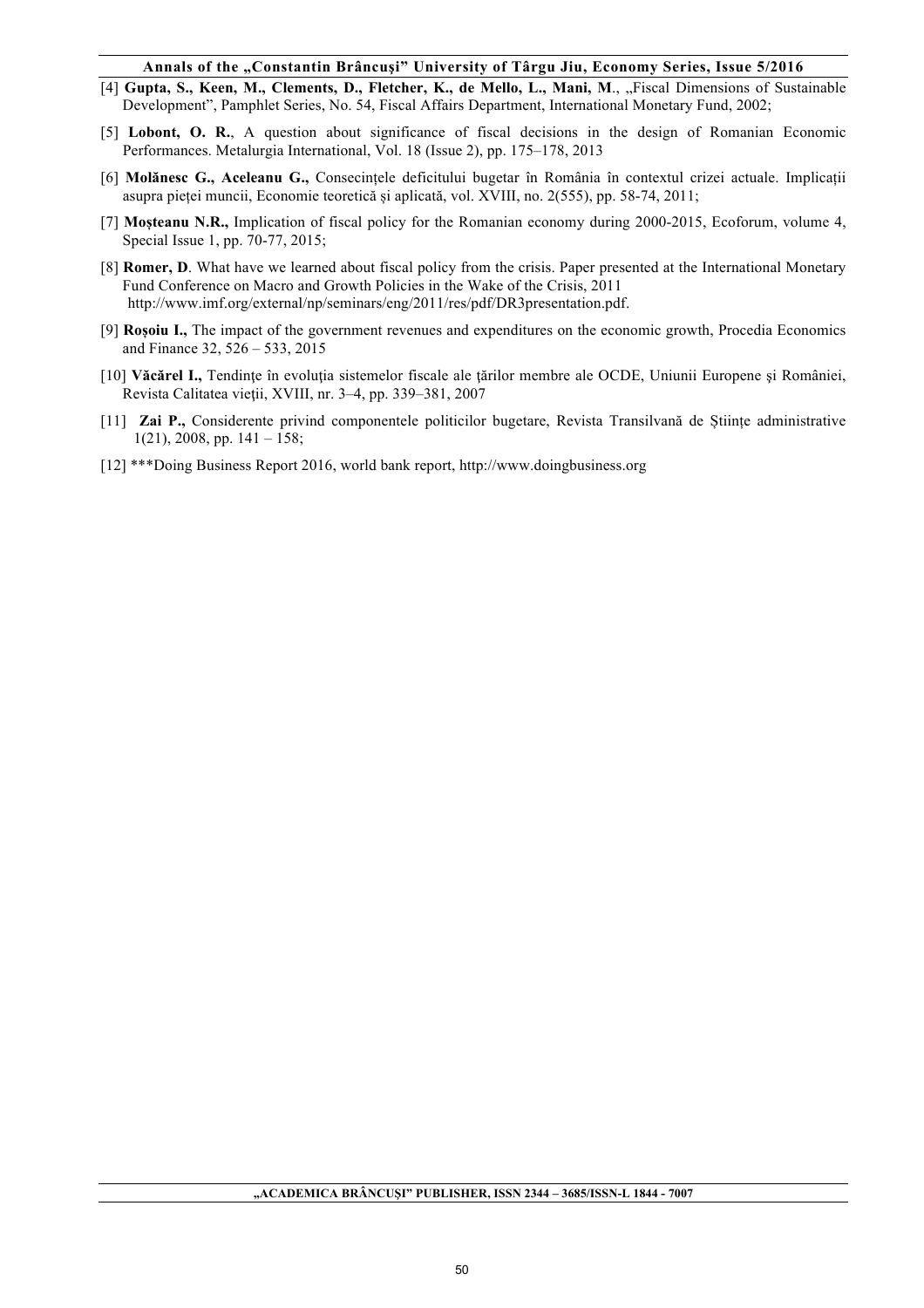[4] **Gupta, S., Keen, M., Clements, D., Fletcher, K., de Mello, L., Mani, M**., „Fiscal Dimensions of Sustainable Development", Pamphlet Series, No. 54, Fiscal Affairs Department, International Monetary Fund, 2002;

[5] **Lobont, O. R.**, A question about significance of fiscal decisions in the design of Romanian Economic Performances. Metalurgia International, Vol. 18 (Issue 2), pp. 175–178, 2013

[6] **Molănesc G., Aceleanu G.,** Consecințele deficitului bugetar în România în contextul crizei actuale. Implicații asupra pieței muncii, Economie teoretică și aplicată, vol. XVIII, no. 2(555), pp. 58-74, 2011;

[7] **Moșteanu N.R.,** Implication of fiscal policy for the Romanian economy during 2000-2015, Ecoforum, volume 4, Special Issue 1, pp. 70-77, 2015;

[8] **Romer, D**. What have we learned about fiscal policy from the crisis. Paper presented at the International Monetary Fund Conference on Macro and Growth Policies in the Wake of the Crisis, 2011 http://www.imf.org/external/np/seminars/eng/2011/res/pdf/DR3presentation.pdf.

[9] **Roșoiu I.,** The impact of the government revenues and expenditures on the economic growth, Procedia Economics and Finance 32, 526 – 533, 2015

[10] **Văcărel I.,** Tendințe în evoluția sistemelor fiscale ale ţărilor membre ale OCDE, Uniunii Europene şi României, Revista Calitatea vieţii, XVIII, nr. 3–4, pp. 339–381, 2007

[11] **Zai P.,** Considerente privind componentele politicilor bugetare, Revista Transilvană de Științe administrative 1(21), 2008, pp. 141 – 158;

[12] ***Doing Business Report 2016, world bank report, http://www.doingbusiness.org